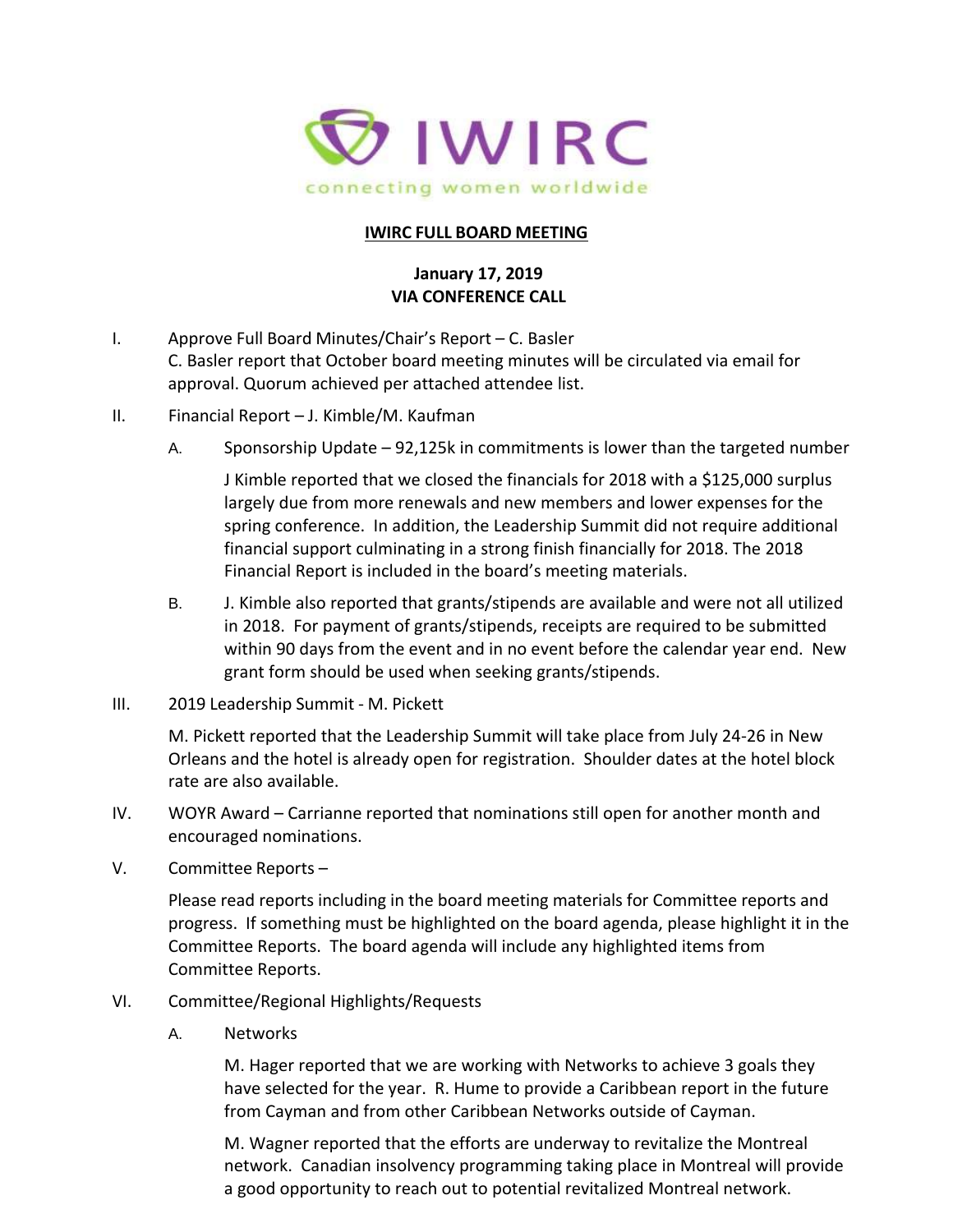IWIRC

connecting women worldwide

**IWIRC FULL BOARD MEETING**

**January 17, 2019**
**VIA CONFERENCE CALL**

I. Approve Full Board Minutes/Chair's Report – C. Basler
C. Basler report that October board meeting minutes will be circulated via email for approval. Quorum achieved per attached attendee list.

II. Financial Report – J. Kimble/M. Kaufman

A. Sponsorship Update – 92,125k in commitments is lower than the targeted number

J Kimble reported that we closed the financials for 2018 with a $125,000 surplus largely due from more renewals and new members and lower expenses for the spring conference. In addition, the Leadership Summit did not require additional financial support culminating in a strong finish financially for 2018. The 2018 Financial Report is included in the board's meeting materials.

B. J. Kimble also reported that grants/stipends are available and were not all utilized in 2018. For payment of grants/stipends, receipts are required to be submitted within 90 days from the event and in no event before the calendar year end. New grant form should be used when seeking grants/stipends.

III. 2019 Leadership Summit - M. Pickett

M. Pickett reported that the Leadership Summit will take place from July 24-26 in New Orleans and the hotel is already open for registration. Shoulder dates at the hotel block rate are also available.

IV. WOYR Award – Carrianne reported that nominations still open for another month and encouraged nominations.

V. Committee Reports –

Please read reports including in the board meeting materials for Committee reports and progress. If something must be highlighted on the board agenda, please highlight it in the Committee Reports. The board agenda will include any highlighted items from Committee Reports.

VI. Committee/Regional Highlights/Requests

A. Networks

M. Hager reported that we are working with Networks to achieve 3 goals they have selected for the year. R. Hume to provide a Caribbean report in the future from Cayman and from other Caribbean Networks outside of Cayman.

M. Wagner reported that the efforts are underway to revitalize the Montreal network. Canadian insolvency programming taking place in Montreal will provide a good opportunity to reach out to potential revitalized Montreal network.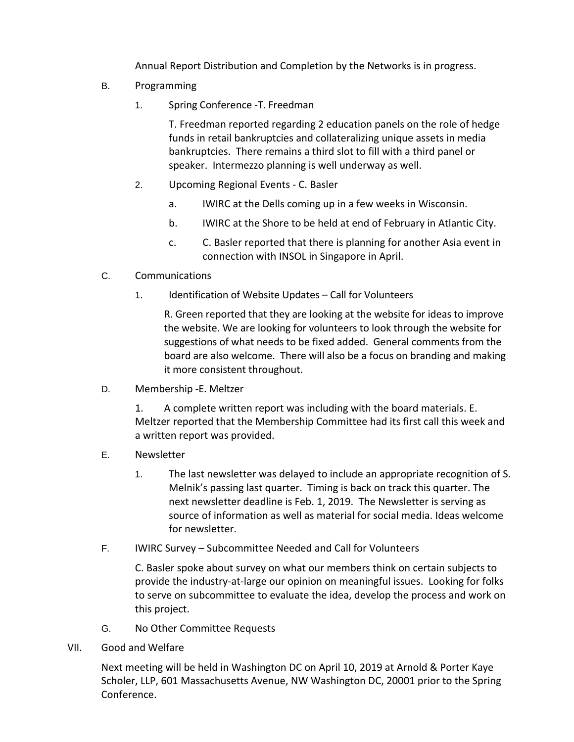Annual Report Distribution and Completion by the Networks is in progress.

B. Programming

1. Spring Conference -T. Freedman

   T. Freedman reported regarding 2 education panels on the role of hedge funds in retail bankruptcies and collateralizing unique assets in media bankruptcies. There remains a third slot to fill with a third panel or speaker. Intermezzo planning is well underway as well.

2. Upcoming Regional Events - C. Basler

   a. IWIRC at the Dells coming up in a few weeks in Wisconsin.

   b. IWIRC at the Shore to be held at end of February in Atlantic City.

   c. C. Basler reported that there is planning for another Asia event in connection with INSOL in Singapore in April.

C. Communications

1. Identification of Website Updates – Call for Volunteers

   R. Green reported that they are looking at the website for ideas to improve the website. We are looking for volunteers to look through the website for suggestions of what needs to be fixed added. General comments from the board are also welcome. There will also be a focus on branding and making it more consistent throughout.

D. Membership -E. Meltzer

1. A complete written report was including with the board materials. E. Meltzer reported that the Membership Committee had its first call this week and a written report was provided.

E. Newsletter

1. The last newsletter was delayed to include an appropriate recognition of S. Melnik's passing last quarter. Timing is back on track this quarter. The next newsletter deadline is Feb. 1, 2019. The Newsletter is serving as source of information as well as material for social media. Ideas welcome for newsletter.

F. IWIRC Survey – Subcommittee Needed and Call for Volunteers

   C. Basler spoke about survey on what our members think on certain subjects to provide the industry-at-large our opinion on meaningful issues. Looking for folks to serve on subcommittee to evaluate the idea, develop the process and work on this project.

G. No Other Committee Requests

VII. Good and Welfare

Next meeting will be held in Washington DC on April 10, 2019 at Arnold & Porter Kaye Scholer, LLP, 601 Massachusetts Avenue, NW Washington DC, 20001 prior to the Spring Conference.